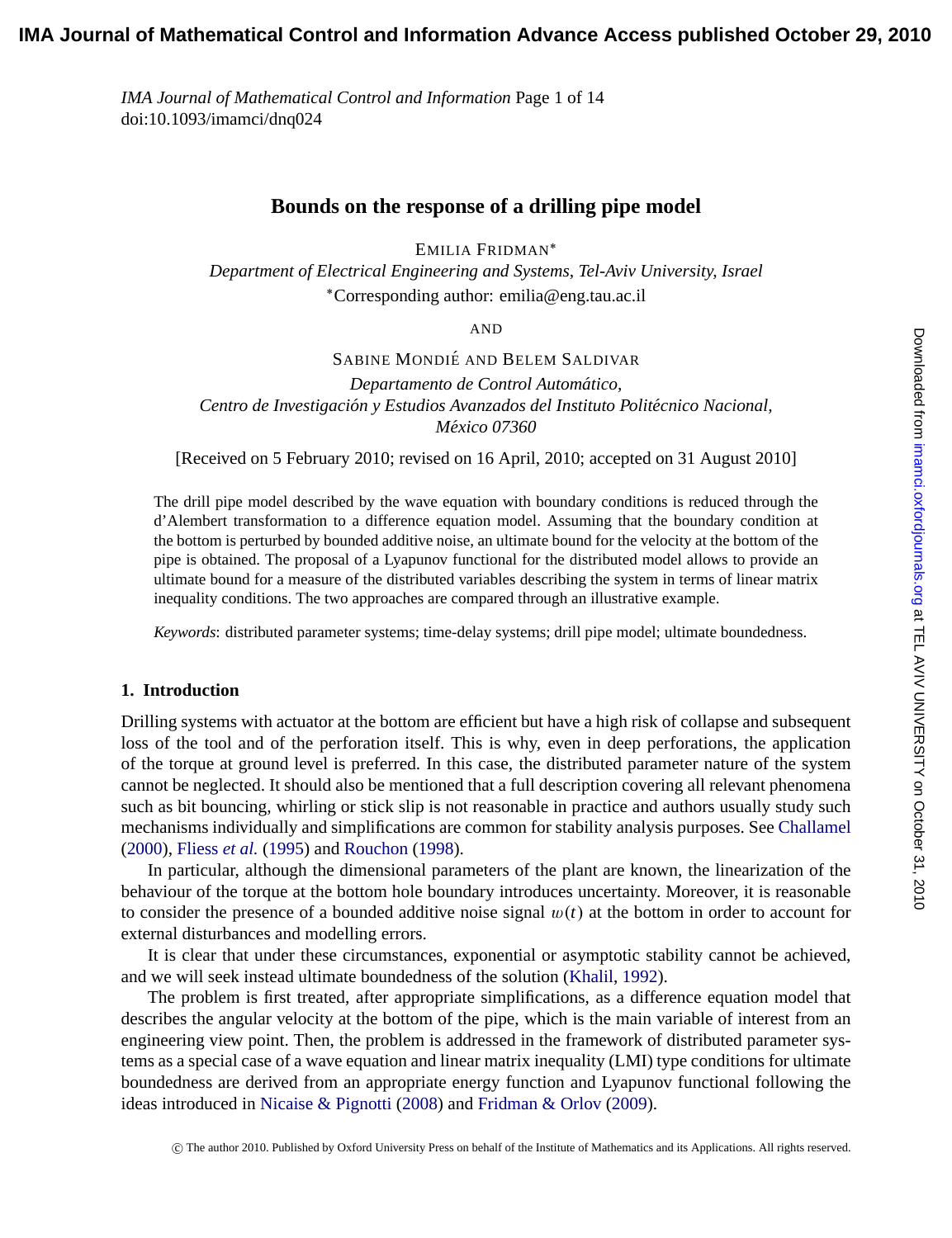# Bounds on the response of a drilling pipe model

EMILIA FRIDMAN*
*Department of Electrical Engineering and Systems, Tel-Aviv University, Israel*
*Corresponding author: emilia@eng.tau.ac.il

AND

SABINE MONDIÉ AND BELEM SALDIVAR
*Departamento de Control Automático,*
*Centro de Investigación y Estudios Avanzados del Instituto Politécnico Nacional,*
*México 07360*

[Received on 5 February 2010; revised on 16 April, 2010; accepted on 31 August 2010]

The drill pipe model described by the wave equation with boundary conditions is reduced through the d'Alembert transformation to a difference equation model. Assuming that the boundary condition at the bottom is perturbed by bounded additive noise, an ultimate bound for the velocity at the bottom of the pipe is obtained. The proposal of a Lyapunov functional for the distributed model allows to provide an ultimate bound for a measure of the distributed variables describing the system in terms of linear matrix inequality conditions. The two approaches are compared through an illustrative example.

*Keywords*: distributed parameter systems; time-delay systems; drill pipe model; ultimate boundedness.

## 1. Introduction

Drilling systems with actuator at the bottom are efficient but have a high risk of collapse and subsequent loss of the tool and of the perforation itself. This is why, even in deep perforations, the application of the torque at ground level is preferred. In this case, the distributed parameter nature of the system cannot be neglected. It should also be mentioned that a full description covering all relevant phenomena such as bit bouncing, whirling or stick slip is not reasonable in practice and authors usually study such mechanisms individually and simplifications are common for stability analysis purposes. See Challamel (2000), Fliess *et al.* (1995) and Rouchon (1998).

In particular, although the dimensional parameters of the plant are known, the linearization of the behaviour of the torque at the bottom hole boundary introduces uncertainty. Moreover, it is reasonable to consider the presence of a bounded additive noise signal $w(t)$ at the bottom in order to account for external disturbances and modelling errors.

It is clear that under these circumstances, exponential or asymptotic stability cannot be achieved, and we will seek instead ultimate boundedness of the solution (Khalil, 1992).

The problem is first treated, after appropriate simplifications, as a difference equation model that describes the angular velocity at the bottom of the pipe, which is the main variable of interest from an engineering view point. Then, the problem is addressed in the framework of distributed parameter systems as a special case of a wave equation and linear matrix inequality (LMI) type conditions for ultimate boundedness are derived from an appropriate energy function and Lyapunov functional following the ideas introduced in Nicaise & Pignotti (2008) and Fridman & Orlov (2009).

© The author 2010. Published by Oxford University Press on behalf of the Institute of Mathematics and its Applications. All rights reserved.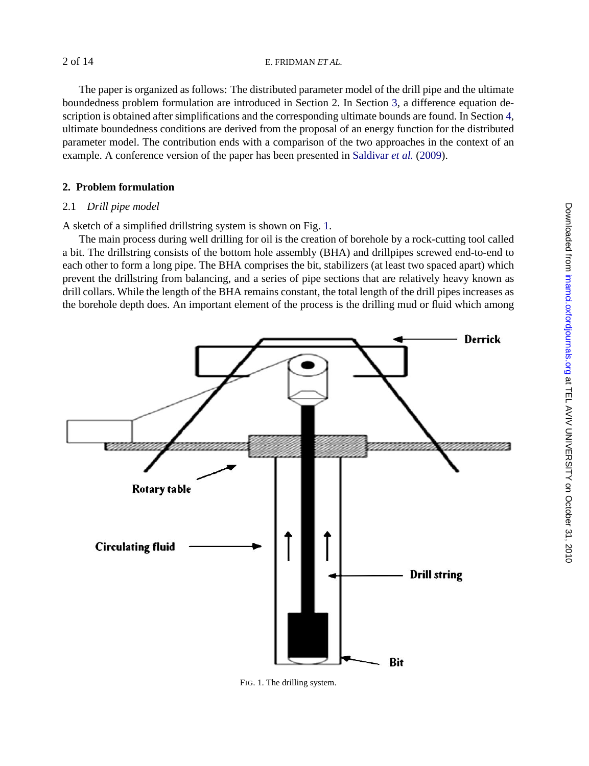The paper is organized as follows: The distributed parameter model of the drill pipe and the ultimate boundedness problem formulation are introduced in Section 2. In Section 3, a difference equation description is obtained after simplifications and the corresponding ultimate bounds are found. In Section 4, ultimate boundedness conditions are derived from the proposal of an energy function for the distributed parameter model. The contribution ends with a comparison of the two approaches in the context of an example. A conference version of the paper has been presented in Saldivar *et al.* (2009).

## 2. Problem formulation

### 2.1 *Drill pipe model*

A sketch of a simplified drillstring system is shown on Fig. 1.

The main process during well drilling for oil is the creation of borehole by a rock-cutting tool called a bit. The drillstring consists of the bottom hole assembly (BHA) and drillpipes screwed end-to-end to each other to form a long pipe. The BHA comprises the bit, stabilizers (at least two spaced apart) which prevent the drillstring from balancing, and a series of pipe sections that are relatively heavy known as drill collars. While the length of the BHA remains constant, the total length of the drill pipes increases as the borehole depth does. An important element of the process is the drilling mud or fluid which among

FIG. 1. The drilling system.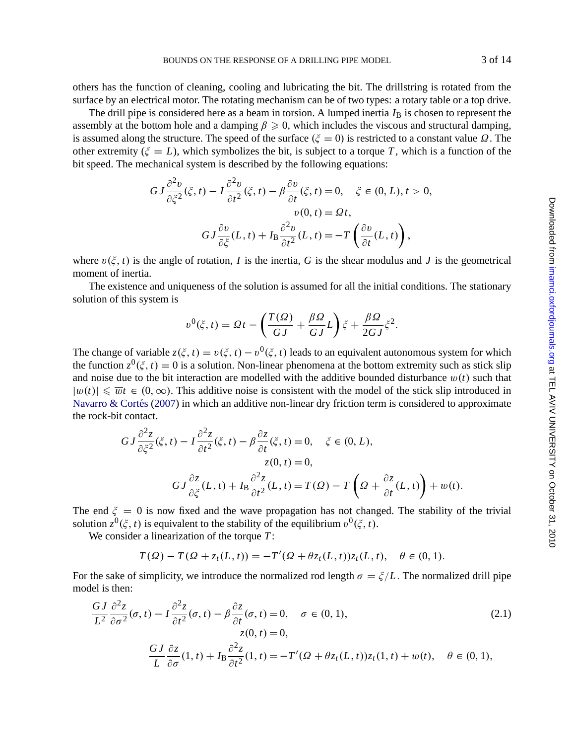others has the function of cleaning, cooling and lubricating the bit. The drillstring is rotated from the surface by an electrical motor. The rotating mechanism can be of two types: a rotary table or a top drive.

The drill pipe is considered here as a beam in torsion. A lumped inertia $I_\mathrm{B}$ is chosen to represent the assembly at the bottom hole and a damping $\beta \geqslant 0$, which includes the viscous and structural damping, is assumed along the structure. The speed of the surface ($\xi = 0$) is restricted to a constant value $\Omega$. The other extremity ($\xi = L$), which symbolizes the bit, is subject to a torque $T$, which is a function of the bit speed. The mechanical system is described by the following equations:

$$
\begin{aligned}
GJ\frac{\partial^2 \upsilon}{\partial \xi^2}(\xi,t) - I\frac{\partial^2 \upsilon}{\partial t^2}(\xi,t) - \beta\frac{\partial \upsilon}{\partial t}(\xi,t) = 0, \quad \xi \in (0,L),\, t > 0,\\
\upsilon(0,t) = \Omega t,\\
GJ\frac{\partial \upsilon}{\partial \xi}(L,t) + I_\mathrm{B}\frac{\partial^2 \upsilon}{\partial t^2}(L,t) = -T\left(\frac{\partial \upsilon}{\partial t}(L,t)\right),
\end{aligned}
$$

where $\upsilon(\xi,t)$ is the angle of rotation, $I$ is the inertia, $G$ is the shear modulus and $J$ is the geometrical moment of inertia.

The existence and uniqueness of the solution is assumed for all the initial conditions. The stationary solution of this system is

$$
\upsilon^0(\xi,t) = \Omega t - \left(\frac{T(\Omega)}{GJ} + \frac{\beta\Omega}{GJ}L\right)\xi + \frac{\beta\Omega}{2GJ}\xi^2.
$$

The change of variable $z(\xi,t) = \upsilon(\xi,t) - \upsilon^0(\xi,t)$ leads to an equivalent autonomous system for which the function $z^0(\xi,t) = 0$ is a solution. Non-linear phenomena at the bottom extremity such as stick slip and noise due to the bit interaction are modelled with the additive bounded disturbance $w(t)$ such that $|w(t)| \leqslant \overline{w} t \in (0,\infty)$. This additive noise is consistent with the model of the stick slip introduced in Navarro & Cortés (2007) in which an additive non-linear dry friction term is considered to approximate the rock-bit contact.

$$
\begin{aligned}
GJ\frac{\partial^2 z}{\partial \xi^2}(\xi,t) - I\frac{\partial^2 z}{\partial t^2}(\xi,t) - \beta\frac{\partial z}{\partial t}(\xi,t) = 0, \quad \xi \in (0,L),\\
z(0,t) = 0,\\
GJ\frac{\partial z}{\partial \xi}(L,t) + I_\mathrm{B}\frac{\partial^2 z}{\partial t^2}(L,t) = T(\Omega) - T\left(\Omega + \frac{\partial z}{\partial t}(L,t)\right) + w(t).
\end{aligned}
$$

The end $\xi = 0$ is now fixed and the wave propagation has not changed. The stability of the trivial solution $z^0(\xi,t)$ is equivalent to the stability of the equilibrium $\upsilon^0(\xi,t)$.

We consider a linearization of the torque $T$:

$$
T(\Omega) - T(\Omega + z_t(L,t)) = -T'(\Omega + \theta z_t(L,t))z_t(L,t), \quad \theta \in (0,1).
$$

For the sake of simplicity, we introduce the normalized rod length $\sigma = \xi/L$. The normalized drill pipe model is then:

$$
\begin{aligned}
\frac{GJ}{L^2}\frac{\partial^2 z}{\partial \sigma^2}(\sigma,t) - I\frac{\partial^2 z}{\partial t^2}(\sigma,t) - \beta\frac{\partial z}{\partial t}(\sigma,t) = 0, \quad \sigma \in (0,1),\\
z(0,t) = 0,\\
\frac{GJ}{L}\frac{\partial z}{\partial \sigma}(1,t) + I_\mathrm{B}\frac{\partial^2 z}{\partial t^2}(1,t) = -T'(\Omega + \theta z_t(L,t))z_t(1,t) + w(t), \quad \theta \in (0,1),
\end{aligned}
\tag{2.1}
$$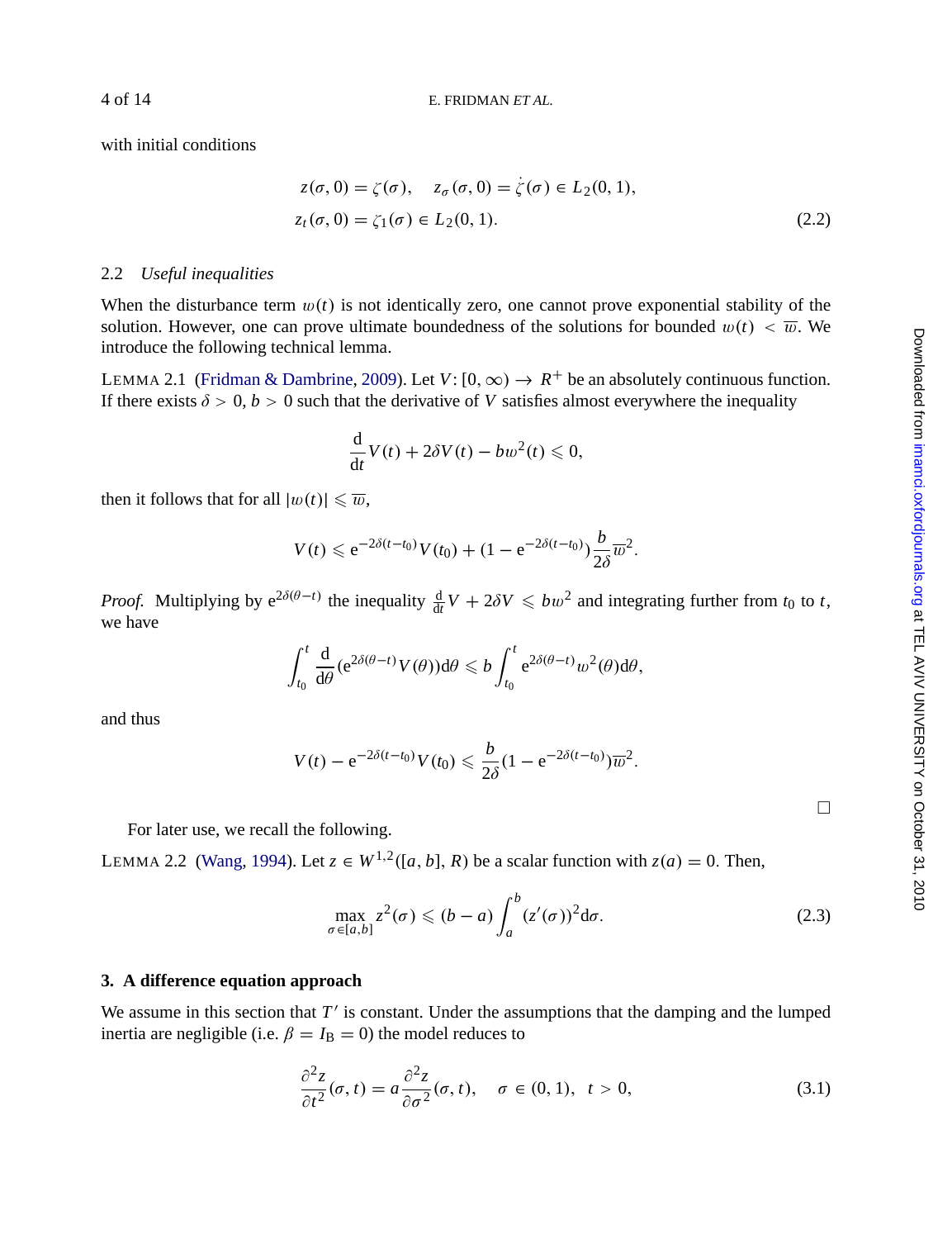with initial conditions

$$
\begin{aligned}
z(\sigma, 0) &= \zeta(\sigma), \quad z_\sigma(\sigma, 0) = \dot{\zeta}(\sigma) \in L_2(0, 1), \\
z_t(\sigma, 0) &= \zeta_1(\sigma) \in L_2(0, 1).
\end{aligned}
\tag{2.2}
$$

## 2.2 *Useful inequalities*

When the disturbance term $w(t)$ is not identically zero, one cannot prove exponential stability of the solution. However, one can prove ultimate boundedness of the solutions for bounded $w(t) < \overline{w}$. We introduce the following technical lemma.

LEMMA 2.1 (Fridman & Dambrine, 2009). Let $V: [0, \infty) \to R^+$ be an absolutely continuous function. If there exists $\delta > 0$, $b > 0$ such that the derivative of $V$ satisfies almost everywhere the inequality

$$
\frac{\mathrm{d}}{\mathrm{d}t} V(t) + 2\delta V(t) - b w^2(t) \leqslant 0,
$$

then it follows that for all $|w(t)| \leqslant \overline{w}$,

$$
V(t) \leqslant \mathrm{e}^{-2\delta(t-t_0)} V(t_0) + (1 - \mathrm{e}^{-2\delta(t-t_0)}) \frac{b}{2\delta} \overline{w}^2.
$$

*Proof.* Multiplying by $\mathrm{e}^{2\delta(\theta-t)}$ the inequality $\frac{\mathrm{d}}{\mathrm{d}t} V + 2\delta V \leqslant b w^2$ and integrating further from $t_0$ to $t$, we have

$$
\int_{t_0}^{t} \frac{\mathrm{d}}{\mathrm{d}\theta} (\mathrm{e}^{2\delta(\theta-t)} V(\theta)) \mathrm{d}\theta \leqslant b \int_{t_0}^{t} \mathrm{e}^{2\delta(\theta-t)} w^2(\theta) \mathrm{d}\theta,
$$

and thus

$$
V(t) - \mathrm{e}^{-2\delta(t-t_0)} V(t_0) \leqslant \frac{b}{2\delta} (1 - \mathrm{e}^{-2\delta(t-t_0)}) \overline{w}^2.
$$

□

For later use, we recall the following.

LEMMA 2.2 (Wang, 1994). Let $z \in W^{1,2}([a, b], R)$ be a scalar function with $z(a) = 0$. Then,

$$
\max_{\sigma \in [a,b]} z^2(\sigma) \leqslant (b - a) \int_a^b (z'(\sigma))^2 \mathrm{d}\sigma.
\tag{2.3}
$$

## 3. A difference equation approach

We assume in this section that $T'$ is constant. Under the assumptions that the damping and the lumped inertia are negligible (i.e. $\beta = I_{\mathrm{B}} = 0$) the model reduces to

$$
\frac{\partial^2 z}{\partial t^2}(\sigma, t) = a \frac{\partial^2 z}{\partial \sigma^2}(\sigma, t), \quad \sigma \in (0, 1), \ t > 0,
\tag{3.1}
$$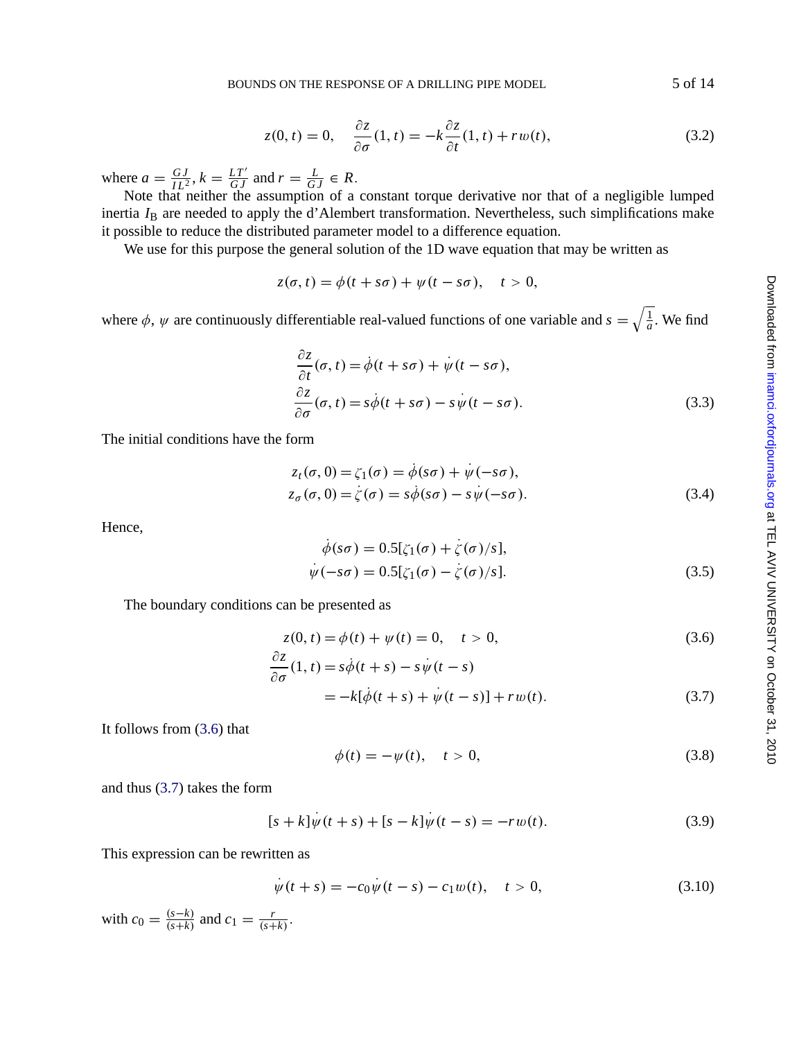$$z(0, t) = 0, \quad \frac{\partial z}{\partial \sigma}(1, t) = -k\frac{\partial z}{\partial t}(1, t) + r w(t), \tag{3.2}$$

where $a = \frac{GJ}{IL^2}$, $k = \frac{LT'}{GJ}$ and $r = \frac{L}{GJ} \in R$.

Note that neither the assumption of a constant torque derivative nor that of a negligible lumped inertia $I_{\mathrm{B}}$ are needed to apply the d'Alembert transformation. Nevertheless, such simplifications make it possible to reduce the distributed parameter model to a difference equation.

We use for this purpose the general solution of the 1D wave equation that may be written as

$$z(\sigma, t) = \phi(t + s\sigma) + \psi(t - s\sigma), \quad t > 0,$$

where $\phi$, $\psi$ are continuously differentiable real-valued functions of one variable and $s = \sqrt{\frac{1}{a}}$. We find

$$\begin{aligned} \frac{\partial z}{\partial t}(\sigma, t) &= \dot{\phi}(t + s\sigma) + \dot{\psi}(t - s\sigma), \\ \frac{\partial z}{\partial \sigma}(\sigma, t) &= s\dot{\phi}(t + s\sigma) - s\dot{\psi}(t - s\sigma). \end{aligned} \tag{3.3}$$

The initial conditions have the form

$$\begin{aligned} z_t(\sigma, 0) &= \zeta_1(\sigma) = \dot{\phi}(s\sigma) + \dot{\psi}(-s\sigma), \\ z_\sigma(\sigma, 0) &= \dot{\zeta}(\sigma) = s\dot{\phi}(s\sigma) - s\dot{\psi}(-s\sigma). \end{aligned} \tag{3.4}$$

Hence,

$$\begin{aligned} \dot{\phi}(s\sigma) &= 0.5[\zeta_1(\sigma) + \dot{\zeta}(\sigma)/s], \\ \dot{\psi}(-s\sigma) &= 0.5[\zeta_1(\sigma) - \dot{\zeta}(\sigma)/s]. \end{aligned} \tag{3.5}$$

The boundary conditions can be presented as

$$z(0, t) = \phi(t) + \psi(t) = 0, \quad t > 0, \tag{3.6}$$

$$\begin{aligned} \frac{\partial z}{\partial \sigma}(1, t) &= s\dot{\phi}(t + s) - s\dot{\psi}(t - s) \\ &= -k[\dot{\phi}(t + s) + \dot{\psi}(t - s)] + r w(t). \end{aligned} \tag{3.7}$$

It follows from (3.6) that

$$\phi(t) = -\psi(t), \quad t > 0, \tag{3.8}$$

and thus (3.7) takes the form

$$[s + k]\dot{\psi}(t + s) + [s - k]\dot{\psi}(t - s) = -r w(t). \tag{3.9}$$

This expression can be rewritten as

$$\dot{\psi}(t + s) = -c_0\dot{\psi}(t - s) - c_1 w(t), \quad t > 0, \tag{3.10}$$

with $c_0 = \frac{(s-k)}{(s+k)}$ and $c_1 = \frac{r}{(s+k)}$.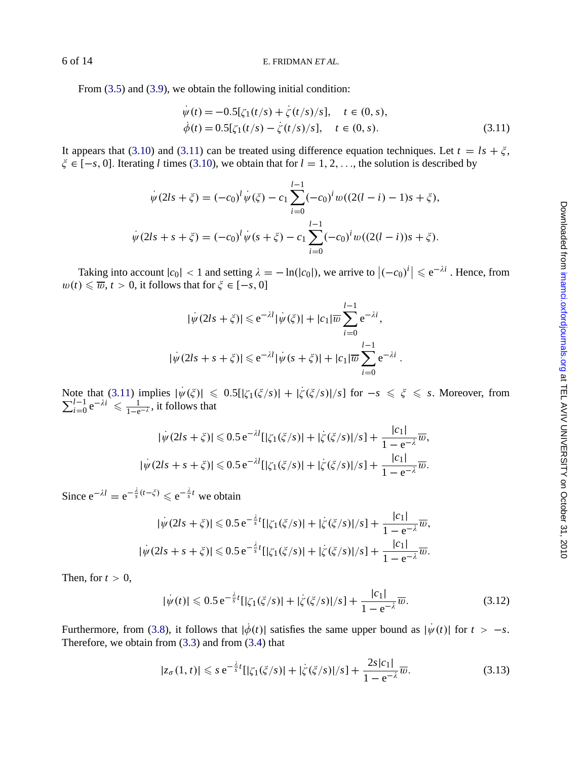From (3.5) and (3.9), we obtain the following initial condition:

$$
\begin{aligned}
\dot{\psi}(t) &= -0.5[\zeta_1(t/s) + \dot{\zeta}(t/s)/s], \quad t \in (0, s), \\
\dot{\phi}(t) &= 0.5[\zeta_1(t/s) - \dot{\zeta}(t/s)/s], \quad t \in (0, s).
\end{aligned}
\tag{3.11}
$$

It appears that (3.10) and (3.11) can be treated using difference equation techniques. Let $t = ls + \xi$, $\xi \in [-s, 0]$. Iterating $l$ times (3.10), we obtain that for $l = 1, 2, \ldots$, the solution is described by

$$
\dot{\psi}(2ls + \xi) = (-c_0)^l \dot{\psi}(\xi) - c_1 \sum_{i=0}^{l-1} (-c_0)^i w((2(l-i) - 1)s + \xi),
$$

$$
\dot{\psi}(2ls + s + \xi) = (-c_0)^l \dot{\psi}(s + \xi) - c_1 \sum_{i=0}^{l-1} (-c_0)^i w((2(l-i))s + \xi).
$$

Taking into account $|c_0| < 1$ and setting $\lambda = -\ln(|c_0|)$, we arrive to $\left|(-c_0)^i\right| \leqslant \mathrm{e}^{-\lambda i}$. Hence, from $w(t) \leqslant \overline{w}$, $t > 0$, it follows that for $\xi \in [-s, 0]$

$$
|\dot{\psi}(2ls + \xi)| \leqslant \mathrm{e}^{-\lambda l} |\dot{\psi}(\xi)| + |c_1| \overline{w} \sum_{i=0}^{l-1} \mathrm{e}^{-\lambda i},
$$

$$
|\dot{\psi}(2ls + s + \xi)| \leqslant \mathrm{e}^{-\lambda l} |\dot{\psi}(s + \xi)| + |c_1| \overline{w} \sum_{i=0}^{l-1} \mathrm{e}^{-\lambda i}.
$$

Note that (3.11) implies $|\dot{\psi}(\xi)| \leqslant 0.5[|\zeta_1(\xi/s)| + |\dot{\zeta}(\xi/s)|/s]$ for $-s \leqslant \xi \leqslant s$. Moreover, from $\sum_{i=0}^{l-1} \mathrm{e}^{-\lambda i} \leqslant \frac{1}{1-\mathrm{e}^{-\lambda}}$, it follows that

$$
|\dot{\psi}(2ls + \xi)| \leqslant 0.5\, \mathrm{e}^{-\lambda l} [|\zeta_1(\xi/s)| + |\dot{\zeta}(\xi/s)|/s] + \frac{|c_1|}{1 - \mathrm{e}^{-\lambda}} \overline{w},
$$

$$
|\dot{\psi}(2ls + s + \xi)| \leqslant 0.5\, \mathrm{e}^{-\lambda l} [|\zeta_1(\xi/s)| + |\dot{\zeta}(\xi/s)|/s] + \frac{|c_1|}{1 - \mathrm{e}^{-\lambda}} \overline{w}.
$$

Since $\mathrm{e}^{-\lambda l} = \mathrm{e}^{-\frac{\lambda}{s}(t - \xi)} \leqslant \mathrm{e}^{-\frac{\lambda}{s} t}$ we obtain

$$
|\dot{\psi}(2ls + \xi)| \leqslant 0.5\, \mathrm{e}^{-\frac{\lambda}{s} t} [|\zeta_1(\xi/s)| + |\dot{\zeta}(\xi/s)|/s] + \frac{|c_1|}{1 - \mathrm{e}^{-\lambda}} \overline{w},
$$

$$
|\dot{\psi}(2ls + s + \xi)| \leqslant 0.5\, \mathrm{e}^{-\frac{\lambda}{s} t} [|\zeta_1(\xi/s)| + |\dot{\zeta}(\xi/s)|/s] + \frac{|c_1|}{1 - \mathrm{e}^{-\lambda}} \overline{w}.
$$

Then, for $t > 0$,

$$
|\dot{\psi}(t)| \leqslant 0.5\, \mathrm{e}^{-\frac{\lambda}{s} t} [|\zeta_1(\xi/s)| + |\dot{\zeta}(\xi/s)|/s] + \frac{|c_1|}{1 - \mathrm{e}^{-\lambda}} \overline{w}.
\tag{3.12}
$$

Furthermore, from (3.8), it follows that $|\dot{\phi}(t)|$ satisfies the same upper bound as $|\dot{\psi}(t)|$ for $t > -s$. Therefore, we obtain from (3.3) and from (3.4) that

$$
|z_\sigma(1, t)| \leqslant s\, \mathrm{e}^{-\frac{\lambda}{s} t} [|\zeta_1(\xi/s)| + |\dot{\zeta}(\xi/s)|/s] + \frac{2s|c_1|}{1 - \mathrm{e}^{-\lambda}} \overline{w}.
\tag{3.13}
$$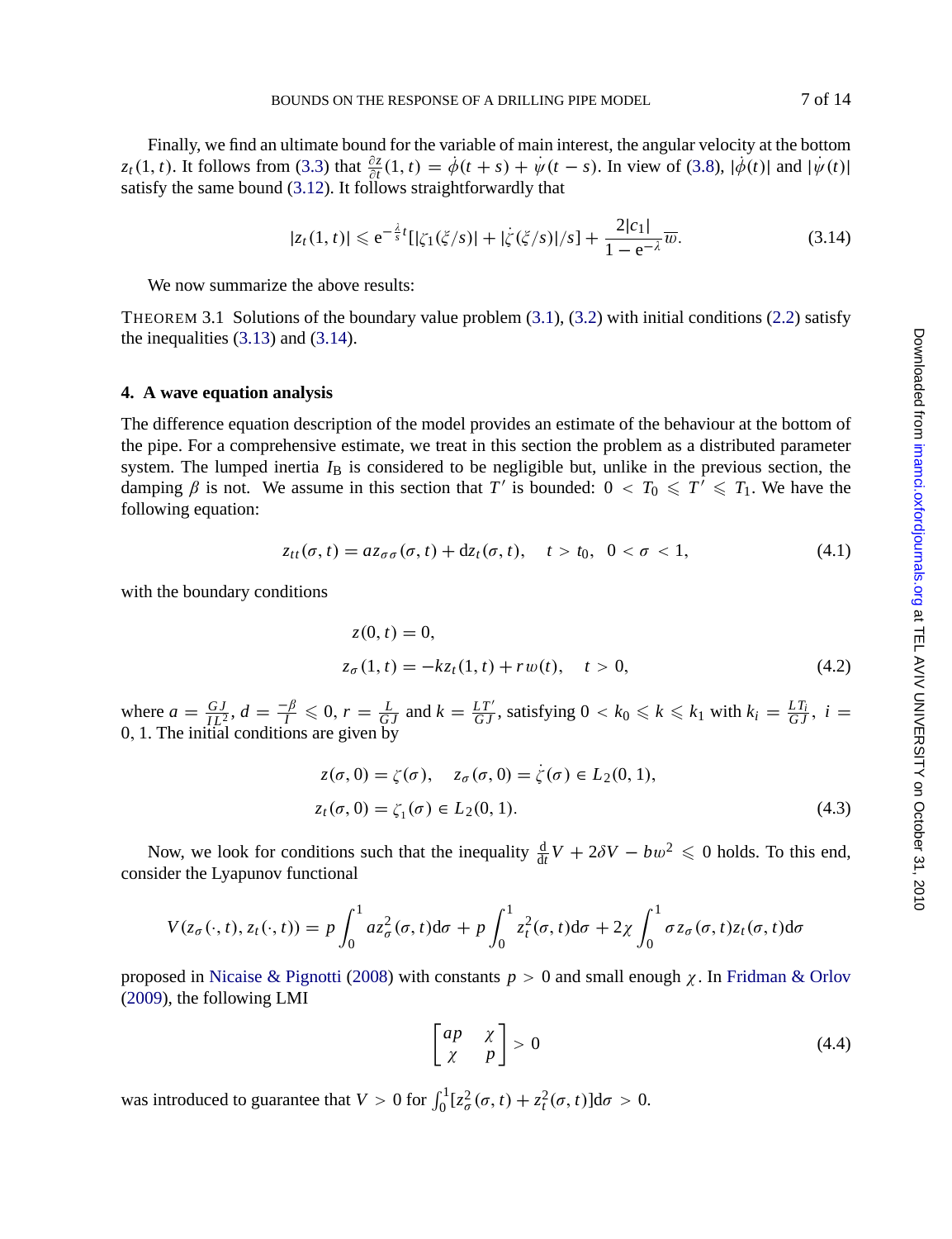Finally, we find an ultimate bound for the variable of main interest, the angular velocity at the bottom $z_t(1,t)$. It follows from (3.3) that $\frac{\partial z}{\partial t}(1,t) = \dot{\phi}(t+s) + \dot{\psi}(t-s)$. In view of (3.8), $|\dot{\phi}(t)|$ and $|\dot{\psi}(t)|$ satisfy the same bound (3.12). It follows straightforwardly that

$$|z_t(1,t)| \leqslant \mathrm{e}^{-\frac{\lambda}{s}t}[|\zeta_1(\xi/s)| + |\dot{\zeta}(\xi/s)|/s] + \frac{2|c_1|}{1-\mathrm{e}^{-\lambda}}\overline{w}. \tag{3.14}$$

We now summarize the above results:

THEOREM 3.1 Solutions of the boundary value problem (3.1), (3.2) with initial conditions (2.2) satisfy the inequalities (3.13) and (3.14).

## 4. A wave equation analysis

The difference equation description of the model provides an estimate of the behaviour at the bottom of the pipe. For a comprehensive estimate, we treat in this section the problem as a distributed parameter system. The lumped inertia $I_{\mathrm{B}}$ is considered to be negligible but, unlike in the previous section, the damping $\beta$ is not. We assume in this section that $T'$ is bounded: $0 < T_0 \leqslant T' \leqslant T_1$. We have the following equation:

$$z_{tt}(\sigma,t) = a z_{\sigma\sigma}(\sigma,t) + \mathrm{d}z_t(\sigma,t), \quad t > t_0, \ \ 0 < \sigma < 1, \tag{4.1}$$

with the boundary conditions

$$\begin{aligned} z(0,t) &= 0, \\ z_\sigma(1,t) &= -k z_t(1,t) + r w(t), \quad t > 0, \end{aligned} \tag{4.2}$$

where $a = \frac{GJ}{IL^2}$, $d = \frac{-\beta}{I} \leqslant 0$, $r = \frac{L}{GJ}$ and $k = \frac{LT'}{GJ}$, satisfying $0 < k_0 \leqslant k \leqslant k_1$ with $k_i = \frac{LT_i}{GJ}$, $i = 0, 1$. The initial conditions are given by

$$\begin{aligned} z(\sigma,0) = \zeta(\sigma), \quad z_\sigma(\sigma,0) = \dot{\zeta}(\sigma) \in L_2(0,1), \\ z_t(\sigma,0) = \zeta_1(\sigma) \in L_2(0,1). \end{aligned} \tag{4.3}$$

Now, we look for conditions such that the inequality $\frac{\mathrm{d}}{\mathrm{d}t}V + 2\delta V - bw^2 \leqslant 0$ holds. To this end, consider the Lyapunov functional

$$V(z_\sigma(\cdot,t), z_t(\cdot,t)) = p\int_0^1 a z_\sigma^2(\sigma,t)\mathrm{d}\sigma + p\int_0^1 z_t^2(\sigma,t)\mathrm{d}\sigma + 2\chi\int_0^1 \sigma z_\sigma(\sigma,t) z_t(\sigma,t)\mathrm{d}\sigma$$

proposed in Nicaise & Pignotti (2008) with constants $p > 0$ and small enough $\chi$. In Fridman & Orlov (2009), the following LMI

$$\begin{bmatrix} ap & \chi \\ \chi & p \end{bmatrix} > 0 \tag{4.4}$$

was introduced to guarantee that $V > 0$ for $\int_0^1 [z_\sigma^2(\sigma,t) + z_t^2(\sigma,t)]\mathrm{d}\sigma > 0$.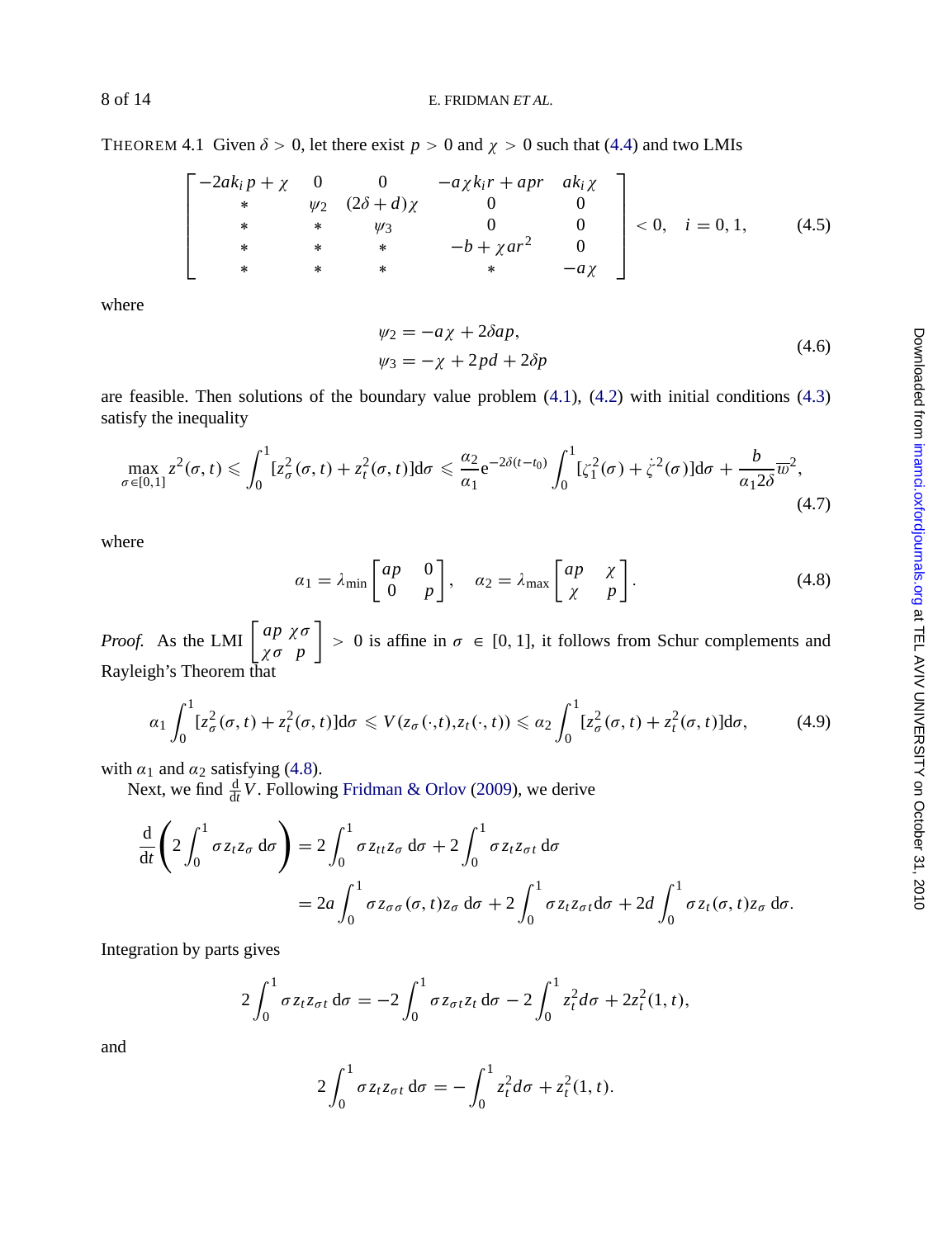THEOREM 4.1 Given $\delta > 0$, let there exist $p > 0$ and $\chi > 0$ such that (4.4) and two LMIs

$$
\begin{bmatrix}
-2ak_i p + \chi & 0 & 0 & -a\chi k_i r + apr & ak_i\chi \\
* & \psi_2 & (2\delta + d)\chi & 0 & 0 \\
* & * & \psi_3 & 0 & 0 \\
* & * & * & -b + \chi ar^2 & 0 \\
* & * & * & * & -a\chi
\end{bmatrix} < 0, \quad i = 0, 1, \tag{4.5}
$$

where

$$
\begin{aligned}
\psi_2 &= -a\chi + 2\delta ap, \\
\psi_3 &= -\chi + 2pd + 2\delta p
\end{aligned} \tag{4.6}
$$

are feasible. Then solutions of the boundary value problem (4.1), (4.2) with initial conditions (4.3) satisfy the inequality

$$
\max_{\sigma \in [0,1]} z^2(\sigma, t) \leqslant \int_0^1 [z_\sigma^2(\sigma, t) + z_t^2(\sigma, t)]\mathrm{d}\sigma \leqslant \frac{\alpha_2}{\alpha_1} \mathrm{e}^{-2\delta(t-t_0)} \int_0^1 [\zeta_1^2(\sigma) + \dot{\zeta}^2(\sigma)]\mathrm{d}\sigma + \frac{b}{\alpha_1 2\delta} \overline{w}^2, \tag{4.7}
$$

where

$$
\alpha_1 = \lambda_{\min} \begin{bmatrix} ap & 0 \\ 0 & p \end{bmatrix}, \quad \alpha_2 = \lambda_{\max} \begin{bmatrix} ap & \chi \\ \chi & p \end{bmatrix}. \tag{4.8}
$$

*Proof.* As the LMI $\begin{bmatrix} ap & \chi\sigma \\ \chi\sigma & p \end{bmatrix} > 0$ is affine in $\sigma \in [0, 1]$, it follows from Schur complements and Rayleigh's Theorem that

$$
\alpha_1 \int_0^1 [z_\sigma^2(\sigma, t) + z_t^2(\sigma, t)]\mathrm{d}\sigma \leqslant V(z_\sigma(\cdot,t), z_t(\cdot, t)) \leqslant \alpha_2 \int_0^1 [z_\sigma^2(\sigma, t) + z_t^2(\sigma, t)]\mathrm{d}\sigma, \tag{4.9}
$$

with $\alpha_1$ and $\alpha_2$ satisfying (4.8).

Next, we find $\frac{\mathrm{d}}{\mathrm{d}t}V$. Following Fridman & Orlov (2009), we derive

$$
\begin{aligned}
\frac{\mathrm{d}}{\mathrm{d}t}\left(2\int_0^1 \sigma z_t z_\sigma \,\mathrm{d}\sigma\right) &= 2\int_0^1 \sigma z_{tt} z_\sigma \,\mathrm{d}\sigma + 2\int_0^1 \sigma z_t z_{\sigma t} \,\mathrm{d}\sigma \\
&= 2a\int_0^1 \sigma z_{\sigma\sigma}(\sigma, t) z_\sigma \,\mathrm{d}\sigma + 2\int_0^1 \sigma z_t z_{\sigma t} \mathrm{d}\sigma + 2d\int_0^1 \sigma z_t(\sigma, t) z_\sigma \,\mathrm{d}\sigma.
\end{aligned}
$$

Integration by parts gives

$$
2\int_0^1 \sigma z_t z_{\sigma t} \,\mathrm{d}\sigma = -2\int_0^1 \sigma z_{\sigma t} z_t \,\mathrm{d}\sigma - 2\int_0^1 z_t^2 d\sigma + 2z_t^2(1, t),
$$

and

$$
2\int_0^1 \sigma z_t z_{\sigma t} \,\mathrm{d}\sigma = -\int_0^1 z_t^2 d\sigma + z_t^2(1, t).
$$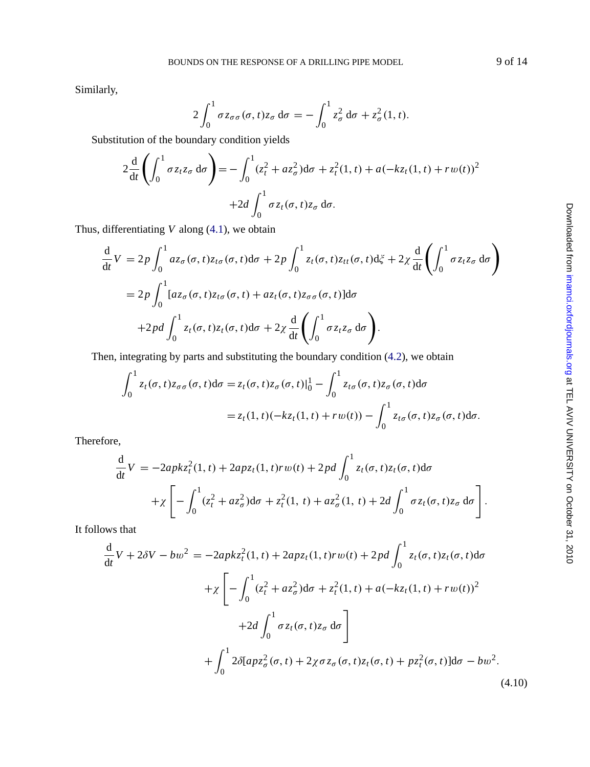Similarly,

$$2\int_0^1 \sigma z_{\sigma\sigma}(\sigma,t) z_\sigma \, \mathrm{d}\sigma = -\int_0^1 z_\sigma^2 \, \mathrm{d}\sigma + z_\sigma^2(1,t).$$

Substitution of the boundary condition yields

$$2\frac{\mathrm{d}}{\mathrm{d}t}\left(\int_0^1 \sigma z_t z_\sigma \, \mathrm{d}\sigma\right) = -\int_0^1 (z_t^2 + a z_\sigma^2)\mathrm{d}\sigma + z_t^2(1,t) + a(-k z_t(1,t) + r w(t))^2$$
$$+2d\int_0^1 \sigma z_t(\sigma,t) z_\sigma \, \mathrm{d}\sigma.$$

Thus, differentiating $V$ along (4.1), we obtain

$$\begin{aligned}
\frac{\mathrm{d}}{\mathrm{d}t}V &= 2p\int_0^1 a z_\sigma(\sigma,t) z_{t\sigma}(\sigma,t)\mathrm{d}\sigma + 2p\int_0^1 z_t(\sigma,t) z_{tt}(\sigma,t)\mathrm{d}\xi + 2\chi\frac{\mathrm{d}}{\mathrm{d}t}\left(\int_0^1 \sigma z_t z_\sigma \, \mathrm{d}\sigma\right) \\
&= 2p\int_0^1 [a z_\sigma(\sigma,t) z_{t\sigma}(\sigma,t) + a z_t(\sigma,t) z_{\sigma\sigma}(\sigma,t)]\mathrm{d}\sigma \\
&\quad + 2pd\int_0^1 z_t(\sigma,t) z_t(\sigma,t)\mathrm{d}\sigma + 2\chi\frac{\mathrm{d}}{\mathrm{d}t}\left(\int_0^1 \sigma z_t z_\sigma \, \mathrm{d}\sigma\right).
\end{aligned}$$

Then, integrating by parts and substituting the boundary condition (4.2), we obtain

$$\begin{aligned}
\int_0^1 z_t(\sigma,t) z_{\sigma\sigma}(\sigma,t)\mathrm{d}\sigma &= z_t(\sigma,t) z_\sigma(\sigma,t)|_0^1 - \int_0^1 z_{t\sigma}(\sigma,t) z_\sigma(\sigma,t)\mathrm{d}\sigma \\
&= z_t(1,t)(-k z_t(1,t) + r w(t)) - \int_0^1 z_{t\sigma}(\sigma,t) z_\sigma(\sigma,t)\mathrm{d}\sigma.
\end{aligned}$$

Therefore,

$$\begin{aligned}
\frac{\mathrm{d}}{\mathrm{d}t}V &= -2apk z_t^2(1,t) + 2ap z_t(1,t) r w(t) + 2pd\int_0^1 z_t(\sigma,t) z_t(\sigma,t)\mathrm{d}\sigma \\
&\quad + \chi\left[-\int_0^1 (z_t^2 + a z_\sigma^2)\mathrm{d}\sigma + z_t^2(1,\, t) + a z_\sigma^2(1,\, t) + 2d\int_0^1 \sigma z_t(\sigma,t) z_\sigma \, \mathrm{d}\sigma\right].
\end{aligned}$$

It follows that

$$\begin{aligned}
\frac{\mathrm{d}}{\mathrm{d}t}V + 2\delta V - b w^2 &= -2apk z_t^2(1,t) + 2ap z_t(1,t) r w(t) + 2pd\int_0^1 z_t(\sigma,t) z_t(\sigma,t)\mathrm{d}\sigma \\
&\quad + \chi\Bigg[-\int_0^1 (z_t^2 + a z_\sigma^2)\mathrm{d}\sigma + z_t^2(1,t) + a(-k z_t(1,t) + r w(t))^2 \\
&\qquad + 2d\int_0^1 \sigma z_t(\sigma,t) z_\sigma \, \mathrm{d}\sigma\Bigg] \\
&\quad + \int_0^1 2\delta[ap z_\sigma^2(\sigma,t) + 2\chi\sigma z_\sigma(\sigma,t) z_t(\sigma,t) + p z_t^2(\sigma,t)]\mathrm{d}\sigma - b w^2.
\end{aligned} \tag{4.10}$$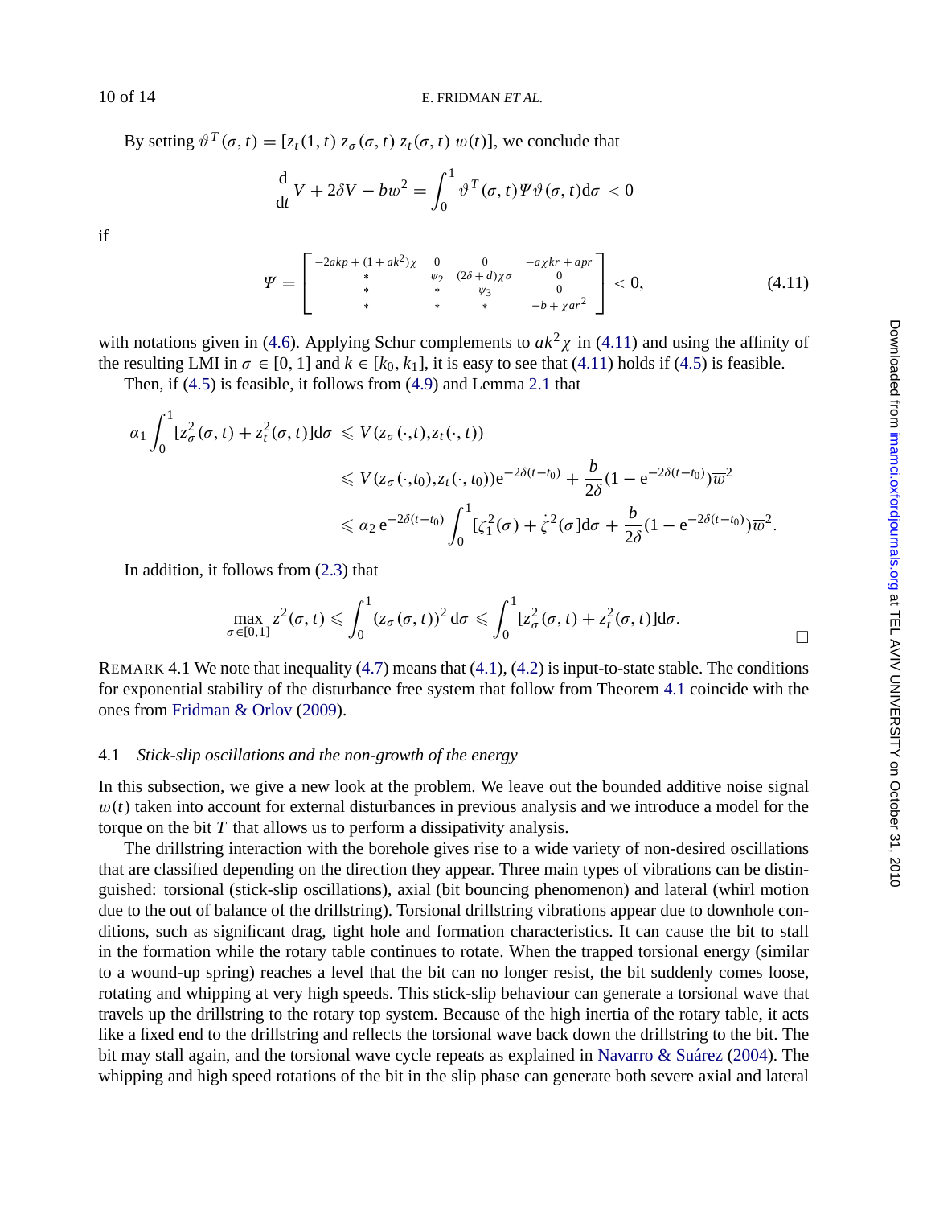By setting $\vartheta^T(\sigma,t) = [z_t(1,t)\ z_\sigma(\sigma,t)\ z_t(\sigma,t)\ w(t)]$, we conclude that

$$\frac{\mathrm{d}}{\mathrm{d}t}V + 2\delta V - bw^2 = \int_0^1 \vartheta^T(\sigma,t)\Psi\vartheta(\sigma,t)\mathrm{d}\sigma\ < 0$$

if

$$\Psi = \begin{bmatrix} -2akp + (1+ak^2)\chi & 0 & 0 & -a\chi kr + apr \\ * & \psi_2 & (2\delta + d)\chi\sigma & 0 \\ * & * & \psi_3 & 0 \\ * & * & * & -b + \chi ar^2 \end{bmatrix} < 0, \tag{4.11}$$

with notations given in (4.6). Applying Schur complements to $ak^2\chi$ in (4.11) and using the affinity of the resulting LMI in $\sigma \in [0,1]$ and $k \in [k_0, k_1]$, it is easy to see that (4.11) holds if (4.5) is feasible.

Then, if (4.5) is feasible, it follows from (4.9) and Lemma 2.1 that

$$\begin{aligned}
\alpha_1 \int_0^1 [z_\sigma^2(\sigma,t) + z_t^2(\sigma,t)]\mathrm{d}\sigma &\leqslant V(z_\sigma(\cdot,t), z_t(\cdot,t)) \\
&\leqslant V(z_\sigma(\cdot,t_0), z_t(\cdot,t_0))\mathrm{e}^{-2\delta(t-t_0)} + \frac{b}{2\delta}(1 - \mathrm{e}^{-2\delta(t-t_0)})\overline{w}^2 \\
&\leqslant \alpha_2\, \mathrm{e}^{-2\delta(t-t_0)} \int_0^1 [\zeta_1^2(\sigma) + \dot{\zeta}^2(\sigma)]\mathrm{d}\sigma + \frac{b}{2\delta}(1 - \mathrm{e}^{-2\delta(t-t_0)})\overline{w}^2.
\end{aligned}$$

In addition, it follows from (2.3) that

$$\max_{\sigma\in[0,1]} z^2(\sigma,t) \leqslant \int_0^1 (z_\sigma(\sigma,t))^2\, \mathrm{d}\sigma \leqslant \int_0^1 [z_\sigma^2(\sigma,t) + z_t^2(\sigma,t)]\mathrm{d}\sigma.$$

□

REMARK 4.1 We note that inequality (4.7) means that (4.1), (4.2) is input-to-state stable. The conditions for exponential stability of the disturbance free system that follow from Theorem 4.1 coincide with the ones from Fridman & Orlov (2009).

### 4.1 *Stick-slip oscillations and the non-growth of the energy*

In this subsection, we give a new look at the problem. We leave out the bounded additive noise signal $w(t)$ taken into account for external disturbances in previous analysis and we introduce a model for the torque on the bit $T$ that allows us to perform a dissipativity analysis.

The drillstring interaction with the borehole gives rise to a wide variety of non-desired oscillations that are classified depending on the direction they appear. Three main types of vibrations can be distinguished: torsional (stick-slip oscillations), axial (bit bouncing phenomenon) and lateral (whirl motion due to the out of balance of the drillstring). Torsional drillstring vibrations appear due to downhole conditions, such as significant drag, tight hole and formation characteristics. It can cause the bit to stall in the formation while the rotary table continues to rotate. When the trapped torsional energy (similar to a wound-up spring) reaches a level that the bit can no longer resist, the bit suddenly comes loose, rotating and whipping at very high speeds. This stick-slip behaviour can generate a torsional wave that travels up the drillstring to the rotary top system. Because of the high inertia of the rotary table, it acts like a fixed end to the drillstring and reflects the torsional wave back down the drillstring to the bit. The bit may stall again, and the torsional wave cycle repeats as explained in Navarro & Suárez (2004). The whipping and high speed rotations of the bit in the slip phase can generate both severe axial and lateral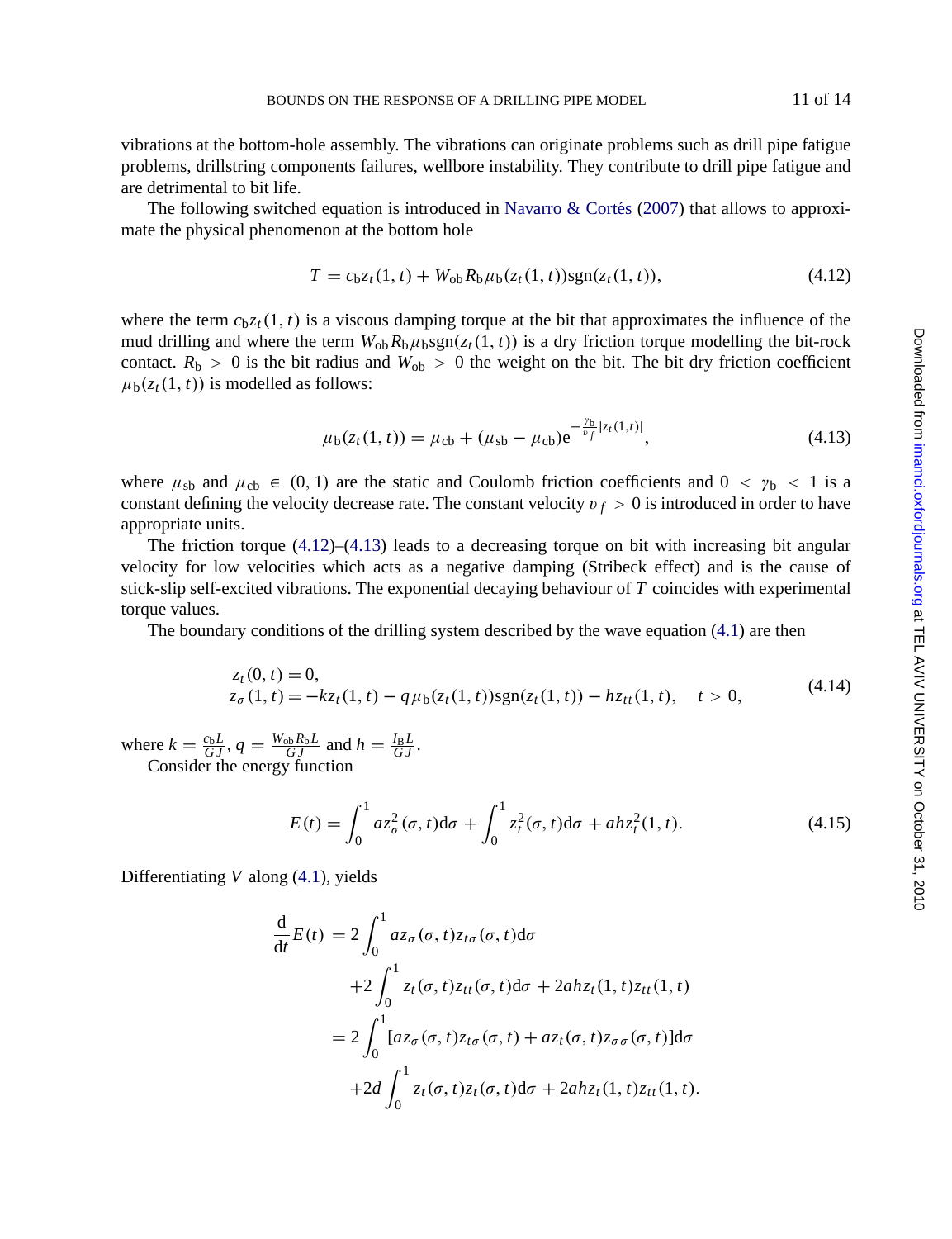vibrations at the bottom-hole assembly. The vibrations can originate problems such as drill pipe fatigue problems, drillstring components failures, wellbore instability. They contribute to drill pipe fatigue and are detrimental to bit life.

The following switched equation is introduced in Navarro & Cortés (2007) that allows to approximate the physical phenomenon at the bottom hole

$$T = c_{\mathrm{b}} z_t(1,t) + W_{\mathrm{ob}} R_{\mathrm{b}} \mu_{\mathrm{b}}(z_t(1,t))\mathrm{sgn}(z_t(1,t)), \tag{4.12}$$

where the term $c_{\mathrm{b}} z_t(1,t)$ is a viscous damping torque at the bit that approximates the influence of the mud drilling and where the term $W_{\mathrm{ob}} R_{\mathrm{b}} \mu_{\mathrm{b}} \mathrm{sgn}(z_t(1,t))$ is a dry friction torque modelling the bit-rock contact. $R_{\mathrm{b}} > 0$ is the bit radius and $W_{\mathrm{ob}} > 0$ the weight on the bit. The bit dry friction coefficient $\mu_{\mathrm{b}}(z_t(1,t))$ is modelled as follows:

$$\mu_{\mathrm{b}}(z_t(1,t)) = \mu_{\mathrm{cb}} + (\mu_{\mathrm{sb}} - \mu_{\mathrm{cb}})\mathrm{e}^{-\frac{\gamma_{\mathrm{b}}}{\upsilon_f}|z_t(1,t)|}, \tag{4.13}$$

where $\mu_{\mathrm{sb}}$ and $\mu_{\mathrm{cb}} \in (0,1)$ are the static and Coulomb friction coefficients and $0 < \gamma_{\mathrm{b}} < 1$ is a constant defining the velocity decrease rate. The constant velocity $\upsilon_f > 0$ is introduced in order to have appropriate units.

The friction torque (4.12)–(4.13) leads to a decreasing torque on bit with increasing bit angular velocity for low velocities which acts as a negative damping (Stribeck effect) and is the cause of stick-slip self-excited vibrations. The exponential decaying behaviour of $T$ coincides with experimental torque values.

The boundary conditions of the drilling system described by the wave equation (4.1) are then

$$\begin{aligned} &z_t(0,t) = 0, \\ &z_\sigma(1,t) = -k z_t(1,t) - q\mu_{\mathrm{b}}(z_t(1,t))\mathrm{sgn}(z_t(1,t)) - h z_{tt}(1,t), \quad t > 0, \end{aligned} \tag{4.14}$$

where $k = \frac{c_{\mathrm{b}} L}{GJ}$, $q = \frac{W_{\mathrm{ob}} R_{\mathrm{b}} L}{GJ}$ and $h = \frac{I_{\mathrm{B}} L}{GJ}$.

Consider the energy function

$$E(t) = \int_0^1 a z_\sigma^2(\sigma,t)\mathrm{d}\sigma + \int_0^1 z_t^2(\sigma,t)\mathrm{d}\sigma + ah z_t^2(1,t). \tag{4.15}$$

Differentiating $V$ along (4.1), yields

$$\begin{aligned} \frac{\mathrm{d}}{\mathrm{d}t}E(t) &= 2\int_0^1 a z_\sigma(\sigma,t) z_{t\sigma}(\sigma,t)\mathrm{d}\sigma \\ &\quad + 2\int_0^1 z_t(\sigma,t) z_{tt}(\sigma,t)\mathrm{d}\sigma + 2ah z_t(1,t) z_{tt}(1,t) \\ &= 2\int_0^1 [a z_\sigma(\sigma,t) z_{t\sigma}(\sigma,t) + a z_t(\sigma,t) z_{\sigma\sigma}(\sigma,t)]\mathrm{d}\sigma \\ &\quad + 2d\int_0^1 z_t(\sigma,t) z_t(\sigma,t)\mathrm{d}\sigma + 2ah z_t(1,t) z_{tt}(1,t). \end{aligned}$$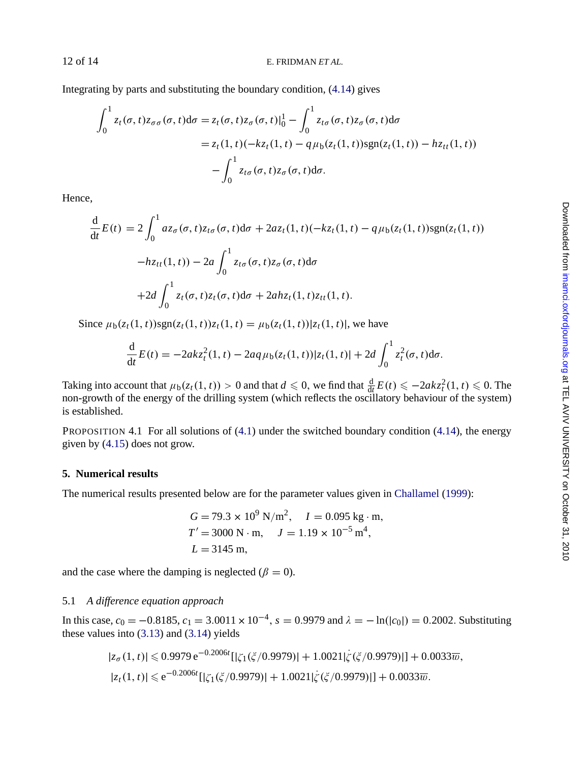Integrating by parts and substituting the boundary condition, (4.14) gives

$$
\begin{aligned}
\int_0^1 z_t(\sigma,t) z_{\sigma\sigma}(\sigma,t)\mathrm{d}\sigma &= z_t(\sigma,t) z_\sigma(\sigma,t)|_0^1 - \int_0^1 z_{t\sigma}(\sigma,t) z_\sigma(\sigma,t)\mathrm{d}\sigma \\
&= z_t(1,t)(-k z_t(1,t) - q\mu_{\mathrm{b}}(z_t(1,t))\mathrm{sgn}(z_t(1,t)) - h z_{tt}(1,t)) \\
&\quad - \int_0^1 z_{t\sigma}(\sigma,t) z_\sigma(\sigma,t)\mathrm{d}\sigma.
\end{aligned}
$$

Hence,

$$
\begin{aligned}
\frac{\mathrm{d}}{\mathrm{d}t}E(t) &= 2\int_0^1 a z_\sigma(\sigma,t) z_{t\sigma}(\sigma,t)\mathrm{d}\sigma + 2a z_t(1,t)(-k z_t(1,t) - q\mu_{\mathrm{b}}(z_t(1,t))\mathrm{sgn}(z_t(1,t)) \\
&\quad - h z_{tt}(1,t)) - 2a\int_0^1 z_{t\sigma}(\sigma,t) z_\sigma(\sigma,t)\mathrm{d}\sigma \\
&\quad + 2d\int_0^1 z_t(\sigma,t) z_t(\sigma,t)\mathrm{d}\sigma + 2ah z_t(1,t) z_{tt}(1,t).
\end{aligned}
$$

Since $\mu_{\mathrm{b}}(z_t(1,t))\mathrm{sgn}(z_t(1,t)) z_t(1,t) = \mu_{\mathrm{b}}(z_t(1,t))|z_t(1,t)|$, we have

$$
\frac{\mathrm{d}}{\mathrm{d}t}E(t) = -2ak z_t^2(1,t) - 2aq\mu_{\mathrm{b}}(z_t(1,t))|z_t(1,t)| + 2d\int_0^1 z_t^2(\sigma,t)\mathrm{d}\sigma.
$$

Taking into account that $\mu_{\mathrm{b}}(z_t(1,t)) > 0$ and that $d \leqslant 0$, we find that $\frac{\mathrm{d}}{\mathrm{d}t}E(t) \leqslant -2ak z_t^2(1,t) \leqslant 0$. The non-growth of the energy of the drilling system (which reflects the oscillatory behaviour of the system) is established.

PROPOSITION 4.1 For all solutions of (4.1) under the switched boundary condition (4.14), the energy given by (4.15) does not grow.

## 5. Numerical results

The numerical results presented below are for the parameter values given in Challamel (1999):

$$
\begin{aligned}
&G = 79.3 \times 10^9\ \mathrm{N/m^2}, \quad I = 0.095\ \mathrm{kg \cdot m}, \\
&T' = 3000\ \mathrm{N \cdot m}, \quad J = 1.19 \times 10^{-5}\ \mathrm{m^4}, \\
&L = 3145\ \mathrm{m},
\end{aligned}
$$

and the case where the damping is neglected ($\beta = 0$).

### 5.1 *A difference equation approach*

In this case, $c_0 = -0.8185$, $c_1 = 3.0011 \times 10^{-4}$, $s = 0.9979$ and $\lambda = -\ln(|c_0|) = 0.2002$. Substituting these values into (3.13) and (3.14) yields

$$
\begin{aligned}
|z_\sigma(1,t)| &\leqslant 0.9979\,\mathrm{e}^{-0.2006t}[|\zeta_1(\xi/0.9979)| + 1.0021|\dot{\zeta}(\xi/0.9979)|] + 0.0033\overline{w}, \\
|z_t(1,t)| &\leqslant \mathrm{e}^{-0.2006t}[|\zeta_1(\xi/0.9979)| + 1.0021|\dot{\zeta}(\xi/0.9979)|] + 0.0033\overline{w}.
\end{aligned}
$$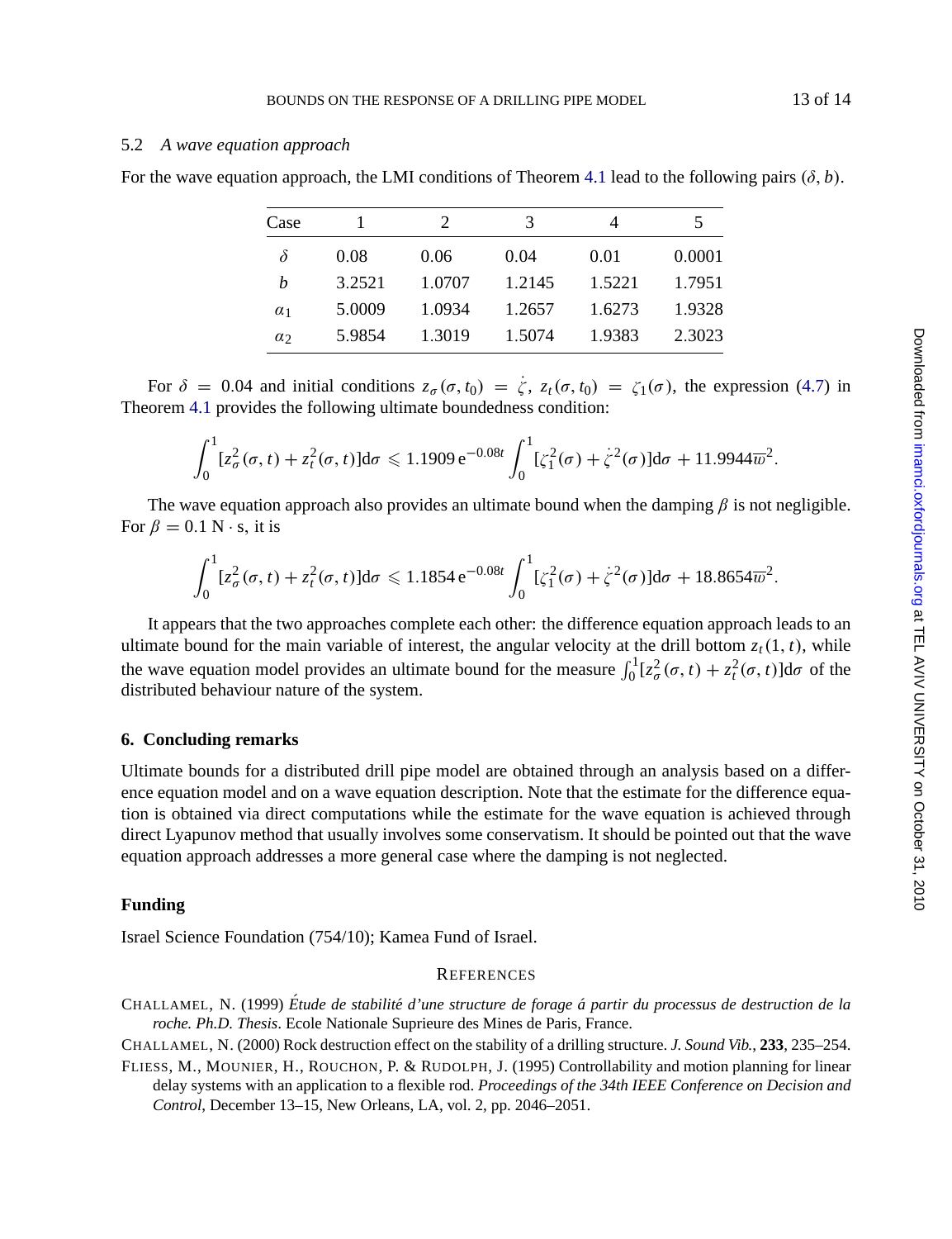### 5.2 *A wave equation approach*

For the wave equation approach, the LMI conditions of Theorem 4.1 lead to the following pairs $(\delta, b)$.

| Case | 1 | 2 | 3 | 4 | 5 |
|---|---|---|---|---|---|
| $\delta$ | 0.08 | 0.06 | 0.04 | 0.01 | 0.0001 |
| $b$ | 3.2521 | 1.0707 | 1.2145 | 1.5221 | 1.7951 |
| $\alpha_1$ | 5.0009 | 1.0934 | 1.2657 | 1.6273 | 1.9328 |
| $\alpha_2$ | 5.9854 | 1.3019 | 1.5074 | 1.9383 | 2.3023 |

For $\delta = 0.04$ and initial conditions $z_\sigma(\sigma, t_0) = \dot{\zeta}$, $z_t(\sigma, t_0) = \zeta_1(\sigma)$, the expression (4.7) in Theorem 4.1 provides the following ultimate boundedness condition:

$$\int_0^1 [z_\sigma^2(\sigma, t) + z_t^2(\sigma, t)]\mathrm{d}\sigma \leqslant 1.1909\,\mathrm{e}^{-0.08t} \int_0^1 [\zeta_1^2(\sigma) + \dot{\zeta}^2(\sigma)]\mathrm{d}\sigma + 11.9944\overline{w}^2.$$

The wave equation approach also provides an ultimate bound when the damping $\beta$ is not negligible. For $\beta = 0.1\ \mathrm{N} \cdot \mathrm{s}$, it is

$$\int_0^1 [z_\sigma^2(\sigma, t) + z_t^2(\sigma, t)]\mathrm{d}\sigma \leqslant 1.1854\,\mathrm{e}^{-0.08t} \int_0^1 [\zeta_1^2(\sigma) + \dot{\zeta}^2(\sigma)]\mathrm{d}\sigma + 18.8654\overline{w}^2.$$

It appears that the two approaches complete each other: the difference equation approach leads to an ultimate bound for the main variable of interest, the angular velocity at the drill bottom $z_t(1, t)$, while the wave equation model provides an ultimate bound for the measure $\int_0^1 [z_\sigma^2(\sigma, t) + z_t^2(\sigma, t)]\mathrm{d}\sigma$ of the distributed behaviour nature of the system.

## 6. Concluding remarks

Ultimate bounds for a distributed drill pipe model are obtained through an analysis based on a difference equation model and on a wave equation description. Note that the estimate for the difference equation is obtained via direct computations while the estimate for the wave equation is achieved through direct Lyapunov method that usually involves some conservatism. It should be pointed out that the wave equation approach addresses a more general case where the damping is not neglected.

## Funding

Israel Science Foundation (754/10); Kamea Fund of Israel.

## References

Challamel, N. (1999) *Étude de stabilité d'une structure de forage á partir du processus de destruction de la roche. Ph.D. Thesis*. Ecole Nationale Suprieure des Mines de Paris, France.

Challamel, N. (2000) Rock destruction effect on the stability of a drilling structure. *J. Sound Vib.*, **233**, 235–254.

Fliess, M., Mounier, H., Rouchon, P. & Rudolph, J. (1995) Controllability and motion planning for linear delay systems with an application to a flexible rod. *Proceedings of the 34th IEEE Conference on Decision and Control*, December 13–15, New Orleans, LA, vol. 2, pp. 2046–2051.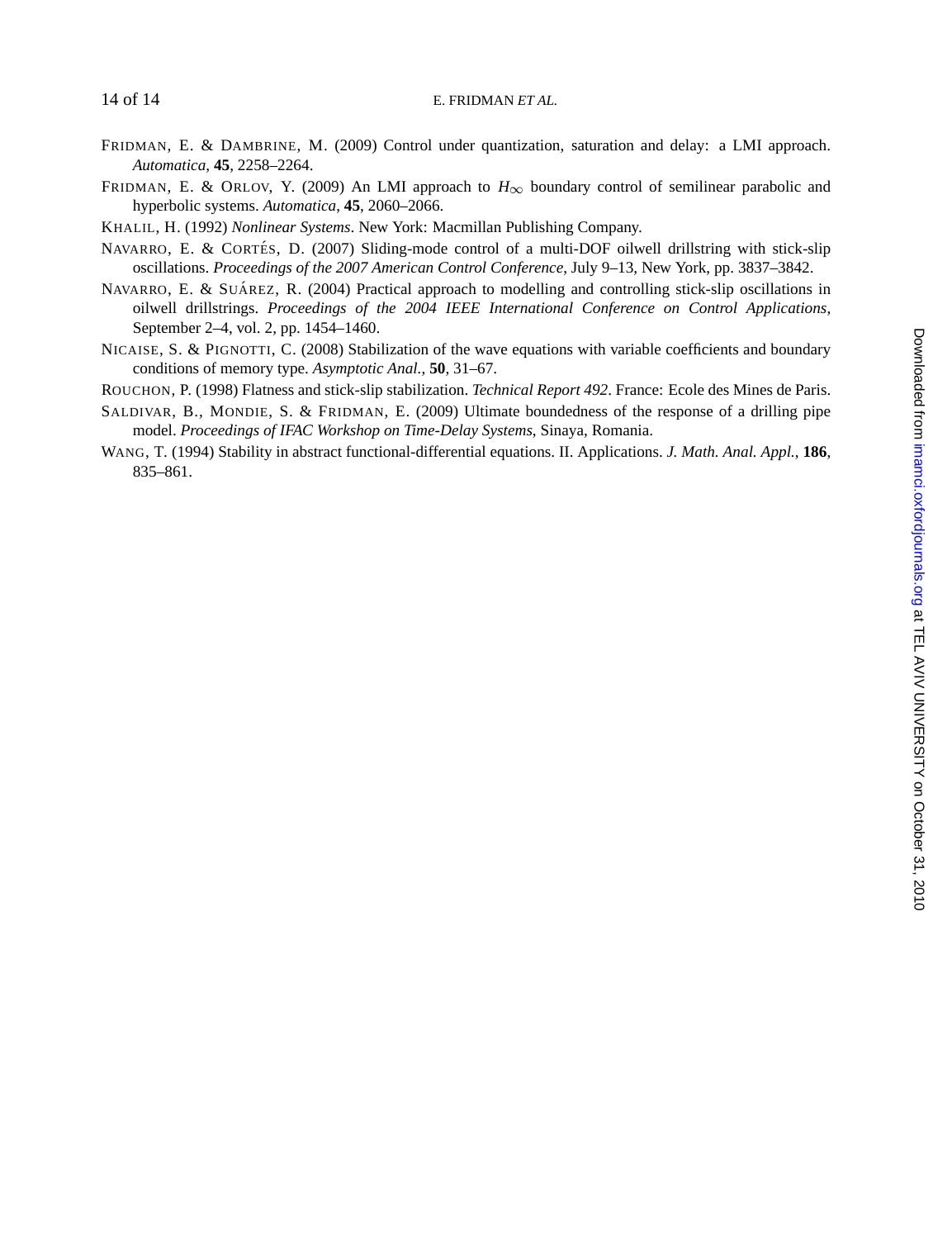FRIDMAN, E. & DAMBRINE, M. (2009) Control under quantization, saturation and delay: a LMI approach. *Automatica*, **45**, 2258–2264.

FRIDMAN, E. & ORLOV, Y. (2009) An LMI approach to $H_\infty$ boundary control of semilinear parabolic and hyperbolic systems. *Automatica*, **45**, 2060–2066.

KHALIL, H. (1992) *Nonlinear Systems*. New York: Macmillan Publishing Company.

NAVARRO, E. & CORTÉS, D. (2007) Sliding-mode control of a multi-DOF oilwell drillstring with stick-slip oscillations. *Proceedings of the 2007 American Control Conference*, July 9–13, New York, pp. 3837–3842.

NAVARRO, E. & SUÁREZ, R. (2004) Practical approach to modelling and controlling stick-slip oscillations in oilwell drillstrings. *Proceedings of the 2004 IEEE International Conference on Control Applications*, September 2–4, vol. 2, pp. 1454–1460.

NICAISE, S. & PIGNOTTI, C. (2008) Stabilization of the wave equations with variable coefficients and boundary conditions of memory type. *Asymptotic Anal.*, **50**, 31–67.

ROUCHON, P. (1998) Flatness and stick-slip stabilization. *Technical Report 492*. France: Ecole des Mines de Paris.

SALDIVAR, B., MONDIE, S. & FRIDMAN, E. (2009) Ultimate boundedness of the response of a drilling pipe model. *Proceedings of IFAC Workshop on Time-Delay Systems*, Sinaya, Romania.

WANG, T. (1994) Stability in abstract functional-differential equations. II. Applications. *J. Math. Anal. Appl.*, **186**, 835–861.